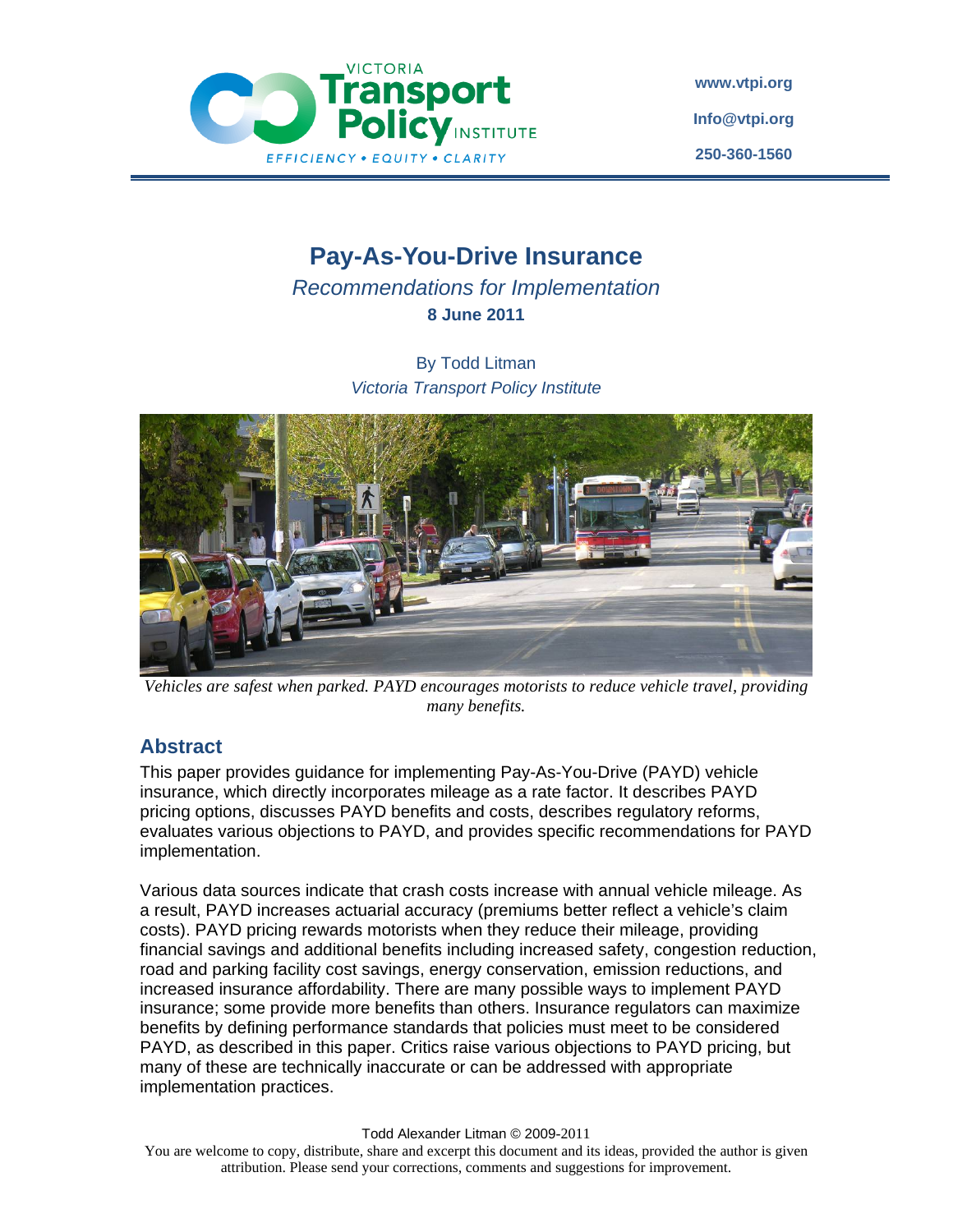Victoria Transport Policy Institute

EFFICIENCY • EQUITY • CLARITY

www.vtpi.org
Info@vtpi.org
250-360-1560

# Pay-As-You-Drive Insurance

*Recommendations for Implementation*

**8 June 2011**

By Todd Litman
*Victoria Transport Policy Institute*

*Vehicles are safest when parked. PAYD encourages motorists to reduce vehicle travel, providing many benefits.*

## Abstract

This paper provides guidance for implementing Pay-As-You-Drive (PAYD) vehicle insurance, which directly incorporates mileage as a rate factor. It describes PAYD pricing options, discusses PAYD benefits and costs, describes regulatory reforms, evaluates various objections to PAYD, and provides specific recommendations for PAYD implementation.

Various data sources indicate that crash costs increase with annual vehicle mileage. As a result, PAYD increases actuarial accuracy (premiums better reflect a vehicle's claim costs). PAYD pricing rewards motorists when they reduce their mileage, providing financial savings and additional benefits including increased safety, congestion reduction, road and parking facility cost savings, energy conservation, emission reductions, and increased insurance affordability. There are many possible ways to implement PAYD insurance; some provide more benefits than others. Insurance regulators can maximize benefits by defining performance standards that policies must meet to be considered PAYD, as described in this paper. Critics raise various objections to PAYD pricing, but many of these are technically inaccurate or can be addressed with appropriate implementation practices.

Todd Alexander Litman © 2009-2011

You are welcome to copy, distribute, share and excerpt this document and its ideas, provided the author is given attribution. Please send your corrections, comments and suggestions for improvement.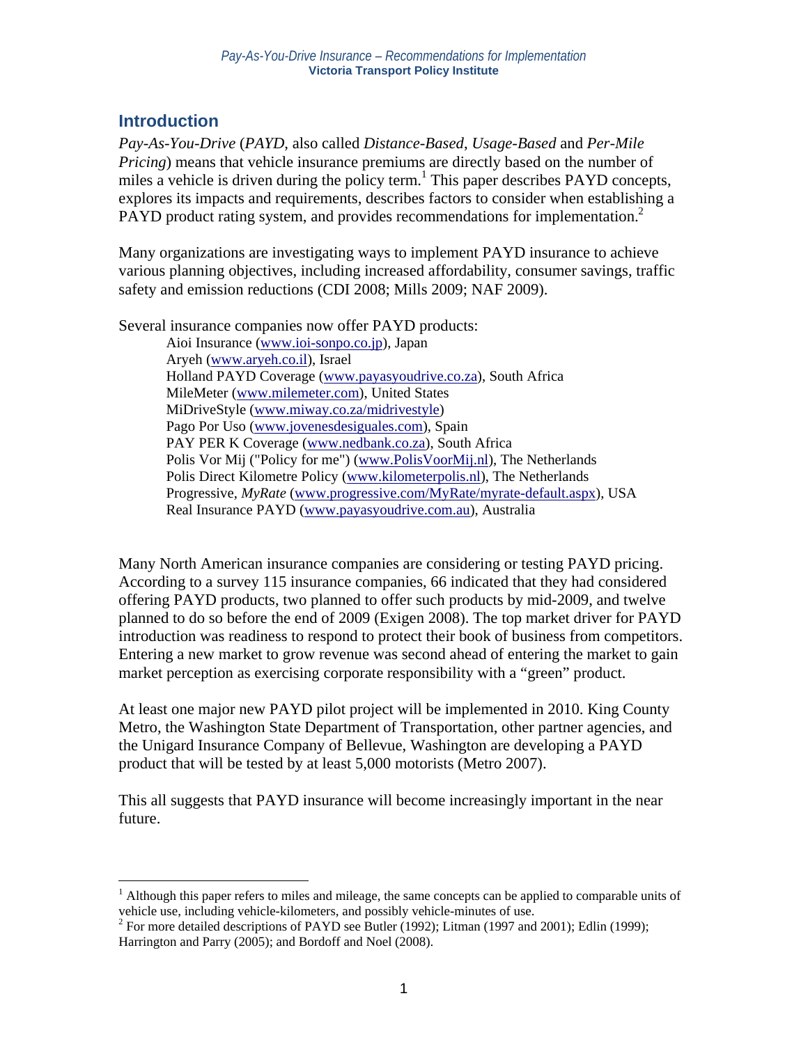## Introduction

*Pay-As-You-Drive* (*PAYD*, also called *Distance-Based*, *Usage-Based* and *Per-Mile Pricing*) means that vehicle insurance premiums are directly based on the number of miles a vehicle is driven during the policy term.[1] This paper describes PAYD concepts, explores its impacts and requirements, describes factors to consider when establishing a PAYD product rating system, and provides recommendations for implementation.[2]

Many organizations are investigating ways to implement PAYD insurance to achieve various planning objectives, including increased affordability, consumer savings, traffic safety and emission reductions (CDI 2008; Mills 2009; NAF 2009).

Several insurance companies now offer PAYD products:

- Aioi Insurance (www.ioi-sonpo.co.jp), Japan
- Aryeh (www.aryeh.co.il), Israel
- Holland PAYD Coverage (www.payasyoudrive.co.za), South Africa
- MileMeter (www.milemeter.com), United States
- MiDriveStyle (www.miway.co.za/midrivestyle)
- Pago Por Uso (www.jovenesdesiguales.com), Spain
- PAY PER K Coverage (www.nedbank.co.za), South Africa
- Polis Vor Mij ("Policy for me") (www.PolisVoorMij.nl), The Netherlands
- Polis Direct Kilometre Policy (www.kilometerpolis.nl), The Netherlands
- Progressive, *MyRate* (www.progressive.com/MyRate/myrate-default.aspx), USA
- Real Insurance PAYD (www.payasyoudrive.com.au), Australia

Many North American insurance companies are considering or testing PAYD pricing. According to a survey 115 insurance companies, 66 indicated that they had considered offering PAYD products, two planned to offer such products by mid-2009, and twelve planned to do so before the end of 2009 (Exigen 2008). The top market driver for PAYD introduction was readiness to respond to protect their book of business from competitors. Entering a new market to grow revenue was second ahead of entering the market to gain market perception as exercising corporate responsibility with a "green" product.

At least one major new PAYD pilot project will be implemented in 2010. King County Metro, the Washington State Department of Transportation, other partner agencies, and the Unigard Insurance Company of Bellevue, Washington are developing a PAYD product that will be tested by at least 5,000 motorists (Metro 2007).

This all suggests that PAYD insurance will become increasingly important in the near future.

---

[1] Although this paper refers to miles and mileage, the same concepts can be applied to comparable units of vehicle use, including vehicle-kilometers, and possibly vehicle-minutes of use.

[2] For more detailed descriptions of PAYD see Butler (1992); Litman (1997 and 2001); Edlin (1999); Harrington and Parry (2005); and Bordoff and Noel (2008).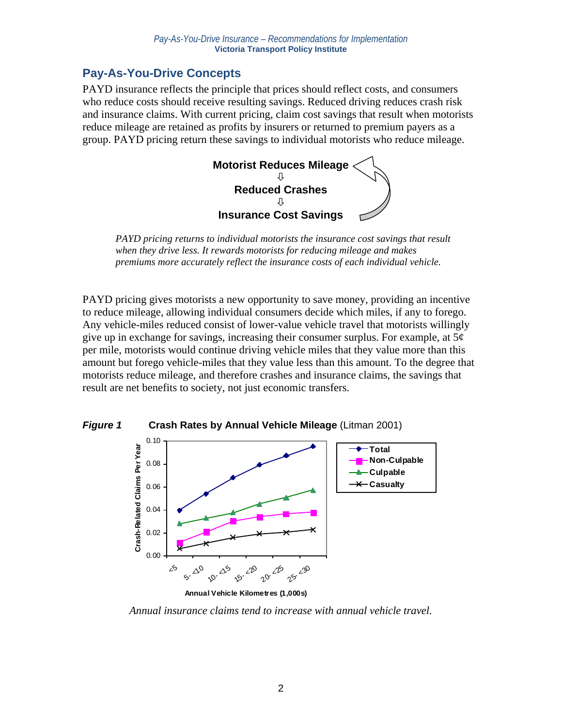## Pay-As-You-Drive Concepts

PAYD insurance reflects the principle that prices should reflect costs, and consumers who reduce costs should receive resulting savings. Reduced driving reduces crash risk and insurance claims. With current pricing, claim cost savings that result when motorists reduce mileage are retained as profits by insurers or returned to premium payers as a group. PAYD pricing return these savings to individual motorists who reduce mileage.

**Motorist Reduces Mileage**
⇩
**Reduced Crashes**
⇩
**Insurance Cost Savings**

*PAYD pricing returns to individual motorists the insurance cost savings that result when they drive less. It rewards motorists for reducing mileage and makes premiums more accurately reflect the insurance costs of each individual vehicle.*

PAYD pricing gives motorists a new opportunity to save money, providing an incentive to reduce mileage, allowing individual consumers decide which miles, if any to forego. Any vehicle-miles reduced consist of lower-value vehicle travel that motorists willingly give up in exchange for savings, increasing their consumer surplus. For example, at 5¢ per mile, motorists would continue driving vehicle miles that they value more than this amount but forego vehicle-miles that they value less than this amount. To the degree that motorists reduce mileage, and therefore crashes and insurance claims, the savings that result are net benefits to society, not just economic transfers.

***Figure 1*** **Crash Rates by Annual Vehicle Mileage** (Litman 2001)

*Annual insurance claims tend to increase with annual vehicle travel.*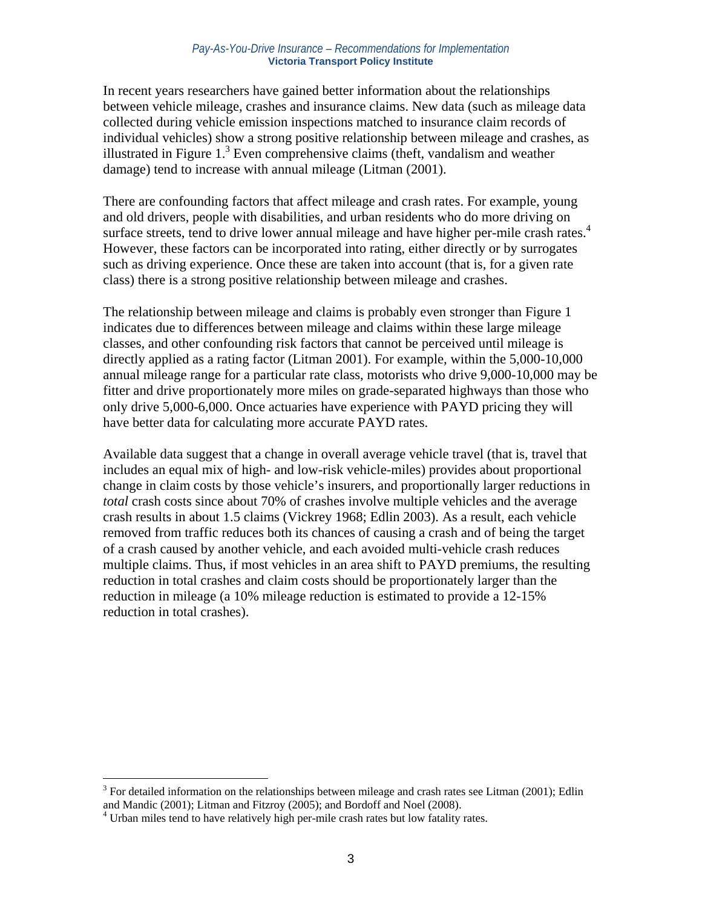In recent years researchers have gained better information about the relationships between vehicle mileage, crashes and insurance claims. New data (such as mileage data collected during vehicle emission inspections matched to insurance claim records of individual vehicles) show a strong positive relationship between mileage and crashes, as illustrated in Figure 1.[3] Even comprehensive claims (theft, vandalism and weather damage) tend to increase with annual mileage (Litman (2001).

There are confounding factors that affect mileage and crash rates. For example, young and old drivers, people with disabilities, and urban residents who do more driving on surface streets, tend to drive lower annual mileage and have higher per-mile crash rates.[4] However, these factors can be incorporated into rating, either directly or by surrogates such as driving experience. Once these are taken into account (that is, for a given rate class) there is a strong positive relationship between mileage and crashes.

The relationship between mileage and claims is probably even stronger than Figure 1 indicates due to differences between mileage and claims within these large mileage classes, and other confounding risk factors that cannot be perceived until mileage is directly applied as a rating factor (Litman 2001). For example, within the 5,000-10,000 annual mileage range for a particular rate class, motorists who drive 9,000-10,000 may be fitter and drive proportionately more miles on grade-separated highways than those who only drive 5,000-6,000. Once actuaries have experience with PAYD pricing they will have better data for calculating more accurate PAYD rates.

Available data suggest that a change in overall average vehicle travel (that is, travel that includes an equal mix of high- and low-risk vehicle-miles) provides about proportional change in claim costs by those vehicle's insurers, and proportionally larger reductions in *total* crash costs since about 70% of crashes involve multiple vehicles and the average crash results in about 1.5 claims (Vickrey 1968; Edlin 2003). As a result, each vehicle removed from traffic reduces both its chances of causing a crash and of being the target of a crash caused by another vehicle, and each avoided multi-vehicle crash reduces multiple claims. Thus, if most vehicles in an area shift to PAYD premiums, the resulting reduction in total crashes and claim costs should be proportionately larger than the reduction in mileage (a 10% mileage reduction is estimated to provide a 12-15% reduction in total crashes).

---

[3] For detailed information on the relationships between mileage and crash rates see Litman (2001); Edlin and Mandic (2001); Litman and Fitzroy (2005); and Bordoff and Noel (2008).

[4] Urban miles tend to have relatively high per-mile crash rates but low fatality rates.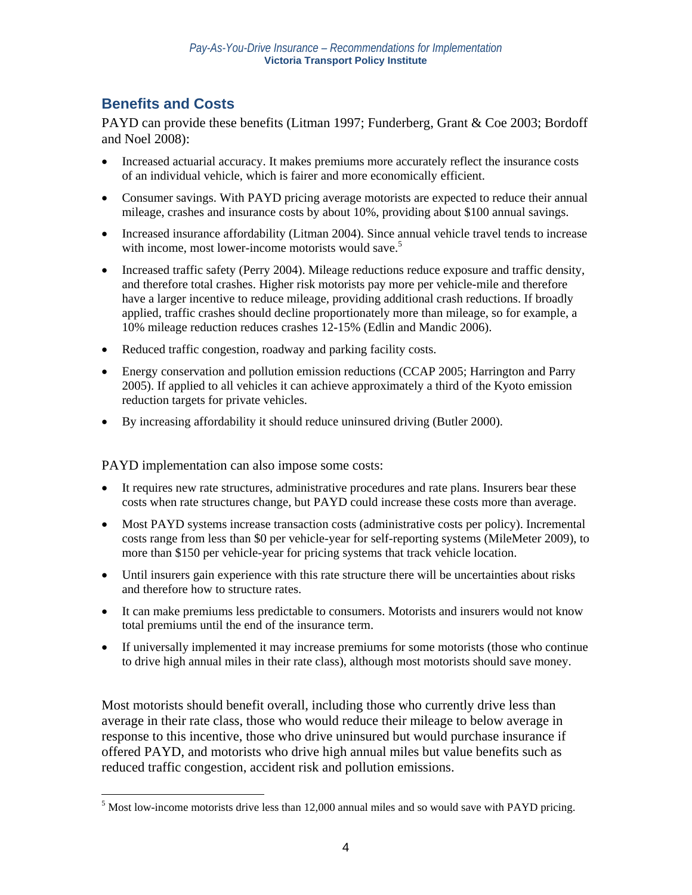## Benefits and Costs

PAYD can provide these benefits (Litman 1997; Funderberg, Grant & Coe 2003; Bordoff and Noel 2008):

- Increased actuarial accuracy. It makes premiums more accurately reflect the insurance costs of an individual vehicle, which is fairer and more economically efficient.
- Consumer savings. With PAYD pricing average motorists are expected to reduce their annual mileage, crashes and insurance costs by about 10%, providing about $100 annual savings.
- Increased insurance affordability (Litman 2004). Since annual vehicle travel tends to increase with income, most lower-income motorists would save.[5]
- Increased traffic safety (Perry 2004). Mileage reductions reduce exposure and traffic density, and therefore total crashes. Higher risk motorists pay more per vehicle-mile and therefore have a larger incentive to reduce mileage, providing additional crash reductions. If broadly applied, traffic crashes should decline proportionately more than mileage, so for example, a 10% mileage reduction reduces crashes 12-15% (Edlin and Mandic 2006).
- Reduced traffic congestion, roadway and parking facility costs.
- Energy conservation and pollution emission reductions (CCAP 2005; Harrington and Parry 2005). If applied to all vehicles it can achieve approximately a third of the Kyoto emission reduction targets for private vehicles.
- By increasing affordability it should reduce uninsured driving (Butler 2000).

PAYD implementation can also impose some costs:

- It requires new rate structures, administrative procedures and rate plans. Insurers bear these costs when rate structures change, but PAYD could increase these costs more than average.
- Most PAYD systems increase transaction costs (administrative costs per policy). Incremental costs range from less than $0 per vehicle-year for self-reporting systems (MileMeter 2009), to more than $150 per vehicle-year for pricing systems that track vehicle location.
- Until insurers gain experience with this rate structure there will be uncertainties about risks and therefore how to structure rates.
- It can make premiums less predictable to consumers. Motorists and insurers would not know total premiums until the end of the insurance term.
- If universally implemented it may increase premiums for some motorists (those who continue to drive high annual miles in their rate class), although most motorists should save money.

Most motorists should benefit overall, including those who currently drive less than average in their rate class, those who would reduce their mileage to below average in response to this incentive, those who drive uninsured but would purchase insurance if offered PAYD, and motorists who drive high annual miles but value benefits such as reduced traffic congestion, accident risk and pollution emissions.

[5] Most low-income motorists drive less than 12,000 annual miles and so would save with PAYD pricing.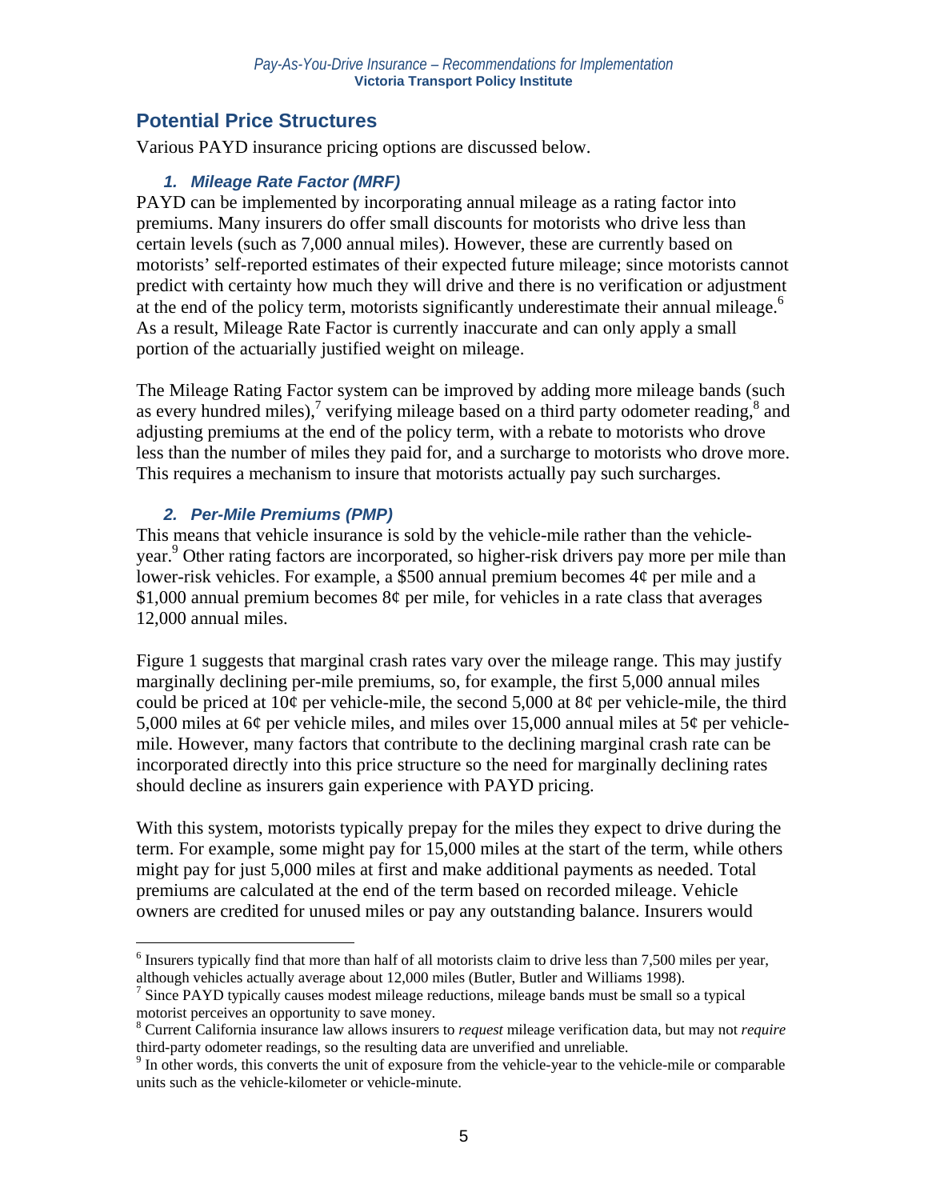## Potential Price Structures

Various PAYD insurance pricing options are discussed below.

### *1. Mileage Rate Factor (MRF)*

PAYD can be implemented by incorporating annual mileage as a rating factor into premiums. Many insurers do offer small discounts for motorists who drive less than certain levels (such as 7,000 annual miles). However, these are currently based on motorists' self-reported estimates of their expected future mileage; since motorists cannot predict with certainty how much they will drive and there is no verification or adjustment at the end of the policy term, motorists significantly underestimate their annual mileage.[6] As a result, Mileage Rate Factor is currently inaccurate and can only apply a small portion of the actuarially justified weight on mileage.

The Mileage Rating Factor system can be improved by adding more mileage bands (such as every hundred miles),[7] verifying mileage based on a third party odometer reading,[8] and adjusting premiums at the end of the policy term, with a rebate to motorists who drove less than the number of miles they paid for, and a surcharge to motorists who drove more. This requires a mechanism to insure that motorists actually pay such surcharges.

### *2. Per-Mile Premiums (PMP)*

This means that vehicle insurance is sold by the vehicle-mile rather than the vehicle-year.[9] Other rating factors are incorporated, so higher-risk drivers pay more per mile than lower-risk vehicles. For example, a $500 annual premium becomes 4¢ per mile and a $1,000 annual premium becomes 8¢ per mile, for vehicles in a rate class that averages 12,000 annual miles.

Figure 1 suggests that marginal crash rates vary over the mileage range. This may justify marginally declining per-mile premiums, so, for example, the first 5,000 annual miles could be priced at 10¢ per vehicle-mile, the second 5,000 at 8¢ per vehicle-mile, the third 5,000 miles at 6¢ per vehicle miles, and miles over 15,000 annual miles at 5¢ per vehicle-mile. However, many factors that contribute to the declining marginal crash rate can be incorporated directly into this price structure so the need for marginally declining rates should decline as insurers gain experience with PAYD pricing.

With this system, motorists typically prepay for the miles they expect to drive during the term. For example, some might pay for 15,000 miles at the start of the term, while others might pay for just 5,000 miles at first and make additional payments as needed. Total premiums are calculated at the end of the term based on recorded mileage. Vehicle owners are credited for unused miles or pay any outstanding balance. Insurers would

---

[6] Insurers typically find that more than half of all motorists claim to drive less than 7,500 miles per year, although vehicles actually average about 12,000 miles (Butler, Butler and Williams 1998).

[7] Since PAYD typically causes modest mileage reductions, mileage bands must be small so a typical motorist perceives an opportunity to save money.

[8] Current California insurance law allows insurers to *request* mileage verification data, but may not *require* third-party odometer readings, so the resulting data are unverified and unreliable.

[9] In other words, this converts the unit of exposure from the vehicle-year to the vehicle-mile or comparable units such as the vehicle-kilometer or vehicle-minute.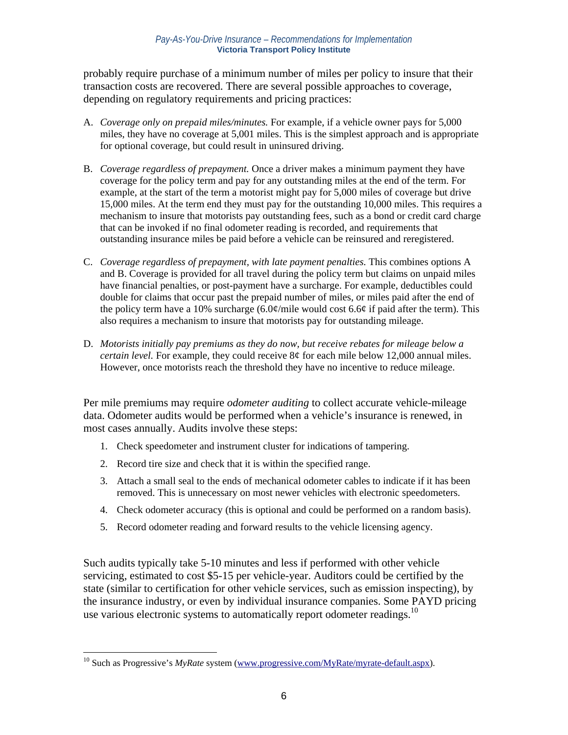probably require purchase of a minimum number of miles per policy to insure that their transaction costs are recovered. There are several possible approaches to coverage, depending on regulatory requirements and pricing practices:

A. *Coverage only on prepaid miles/minutes.* For example, if a vehicle owner pays for 5,000 miles, they have no coverage at 5,001 miles. This is the simplest approach and is appropriate for optional coverage, but could result in uninsured driving.

B. *Coverage regardless of prepayment.* Once a driver makes a minimum payment they have coverage for the policy term and pay for any outstanding miles at the end of the term. For example, at the start of the term a motorist might pay for 5,000 miles of coverage but drive 15,000 miles. At the term end they must pay for the outstanding 10,000 miles. This requires a mechanism to insure that motorists pay outstanding fees, such as a bond or credit card charge that can be invoked if no final odometer reading is recorded, and requirements that outstanding insurance miles be paid before a vehicle can be reinsured and reregistered.

C. *Coverage regardless of prepayment, with late payment penalties.* This combines options A and B. Coverage is provided for all travel during the policy term but claims on unpaid miles have financial penalties, or post-payment have a surcharge. For example, deductibles could double for claims that occur past the prepaid number of miles, or miles paid after the end of the policy term have a 10% surcharge (6.0¢/mile would cost 6.6¢ if paid after the term). This also requires a mechanism to insure that motorists pay for outstanding mileage.

D. *Motorists initially pay premiums as they do now, but receive rebates for mileage below a certain level.* For example, they could receive 8¢ for each mile below 12,000 annual miles. However, once motorists reach the threshold they have no incentive to reduce mileage.

Per mile premiums may require *odometer auditing* to collect accurate vehicle-mileage data. Odometer audits would be performed when a vehicle's insurance is renewed, in most cases annually. Audits involve these steps:

1. Check speedometer and instrument cluster for indications of tampering.
2. Record tire size and check that it is within the specified range.
3. Attach a small seal to the ends of mechanical odometer cables to indicate if it has been removed. This is unnecessary on most newer vehicles with electronic speedometers.
4. Check odometer accuracy (this is optional and could be performed on a random basis).
5. Record odometer reading and forward results to the vehicle licensing agency.

Such audits typically take 5-10 minutes and less if performed with other vehicle servicing, estimated to cost $5-15 per vehicle-year. Auditors could be certified by the state (similar to certification for other vehicle services, such as emission inspecting), by the insurance industry, or even by individual insurance companies. Some PAYD pricing use various electronic systems to automatically report odometer readings.[10]

[10] Such as Progressive's *MyRate* system (www.progressive.com/MyRate/myrate-default.aspx).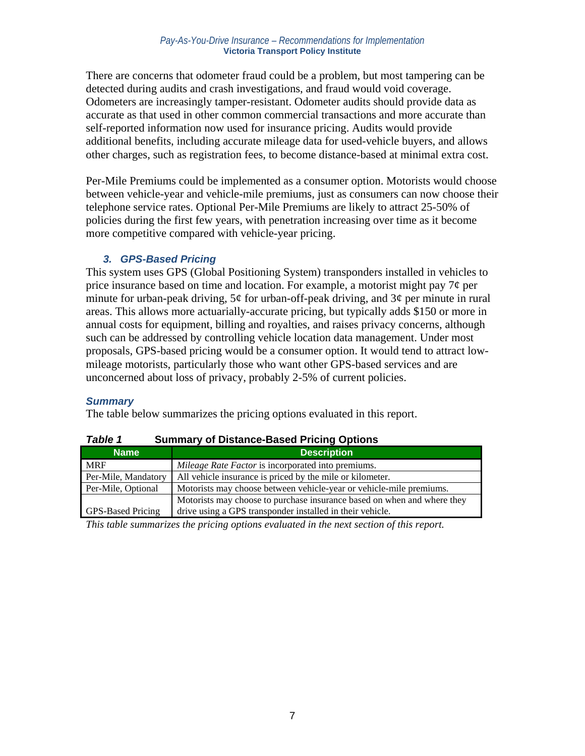There are concerns that odometer fraud could be a problem, but most tampering can be detected during audits and crash investigations, and fraud would void coverage. Odometers are increasingly tamper-resistant. Odometer audits should provide data as accurate as that used in other common commercial transactions and more accurate than self-reported information now used for insurance pricing. Audits would provide additional benefits, including accurate mileage data for used-vehicle buyers, and allows other charges, such as registration fees, to become distance-based at minimal extra cost.

Per-Mile Premiums could be implemented as a consumer option. Motorists would choose between vehicle-year and vehicle-mile premiums, just as consumers can now choose their telephone service rates. Optional Per-Mile Premiums are likely to attract 25-50% of policies during the first few years, with penetration increasing over time as it become more competitive compared with vehicle-year pricing.

### 3. GPS-Based Pricing

This system uses GPS (Global Positioning System) transponders installed in vehicles to price insurance based on time and location. For example, a motorist might pay 7¢ per minute for urban-peak driving, 5¢ for urban-off-peak driving, and 3¢ per minute in rural areas. This allows more actuarially-accurate pricing, but typically adds $150 or more in annual costs for equipment, billing and royalties, and raises privacy concerns, although such can be addressed by controlling vehicle location data management. Under most proposals, GPS-based pricing would be a consumer option. It would tend to attract low-mileage motorists, particularly those who want other GPS-based services and are unconcerned about loss of privacy, probably 2-5% of current policies.

### Summary

The table below summarizes the pricing options evaluated in this report.

***Table 1*** **Summary of Distance-Based Pricing Options**

| Name | Description |
|---|---|
| MRF | *Mileage Rate Factor* is incorporated into premiums. |
| Per-Mile, Mandatory | All vehicle insurance is priced by the mile or kilometer. |
| Per-Mile, Optional | Motorists may choose between vehicle-year or vehicle-mile premiums. |
| GPS-Based Pricing | Motorists may choose to purchase insurance based on when and where they drive using a GPS transponder installed in their vehicle. |

*This table summarizes the pricing options evaluated in the next section of this report.*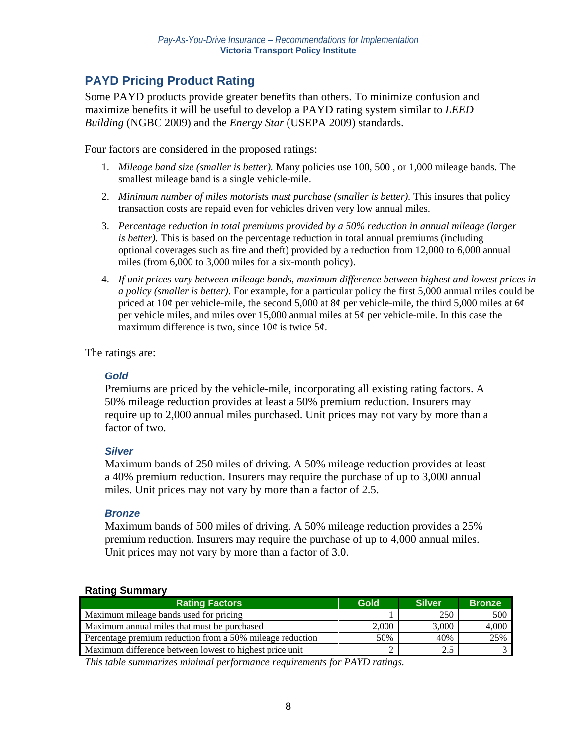## PAYD Pricing Product Rating

Some PAYD products provide greater benefits than others. To minimize confusion and maximize benefits it will be useful to develop a PAYD rating system similar to *LEED Building* (NGBC 2009) and the *Energy Star* (USEPA 2009) standards.

Four factors are considered in the proposed ratings:

1. *Mileage band size (smaller is better).* Many policies use 100, 500 , or 1,000 mileage bands. The smallest mileage band is a single vehicle-mile.
2. *Minimum number of miles motorists must purchase (smaller is better).* This insures that policy transaction costs are repaid even for vehicles driven very low annual miles.
3. *Percentage reduction in total premiums provided by a 50% reduction in annual mileage (larger is better).* This is based on the percentage reduction in total annual premiums (including optional coverages such as fire and theft) provided by a reduction from 12,000 to 6,000 annual miles (from 6,000 to 3,000 miles for a six-month policy).
4. *If unit prices vary between mileage bands, maximum difference between highest and lowest prices in a policy (smaller is better).* For example, for a particular policy the first 5,000 annual miles could be priced at 10¢ per vehicle-mile, the second 5,000 at 8¢ per vehicle-mile, the third 5,000 miles at 6¢ per vehicle miles, and miles over 15,000 annual miles at 5¢ per vehicle-mile. In this case the maximum difference is two, since 10¢ is twice 5¢.

The ratings are:

### *Gold*

Premiums are priced by the vehicle-mile, incorporating all existing rating factors. A 50% mileage reduction provides at least a 50% premium reduction. Insurers may require up to 2,000 annual miles purchased. Unit prices may not vary by more than a factor of two.

### *Silver*

Maximum bands of 250 miles of driving. A 50% mileage reduction provides at least a 40% premium reduction. Insurers may require the purchase of up to 3,000 annual miles. Unit prices may not vary by more than a factor of 2.5.

### *Bronze*

Maximum bands of 500 miles of driving. A 50% mileage reduction provides a 25% premium reduction. Insurers may require the purchase of up to 4,000 annual miles. Unit prices may not vary by more than a factor of 3.0.

**Rating Summary**

| Rating Factors | Gold | Silver | Bronze |
|---|---|---|---|
| Maximum mileage bands used for pricing | 1 | 250 | 500 |
| Maximum annual miles that must be purchased | 2,000 | 3,000 | 4,000 |
| Percentage premium reduction from a 50% mileage reduction | 50% | 40% | 25% |
| Maximum difference between lowest to highest price unit | 2 | 2.5 | 3 |

*This table summarizes minimal performance requirements for PAYD ratings.*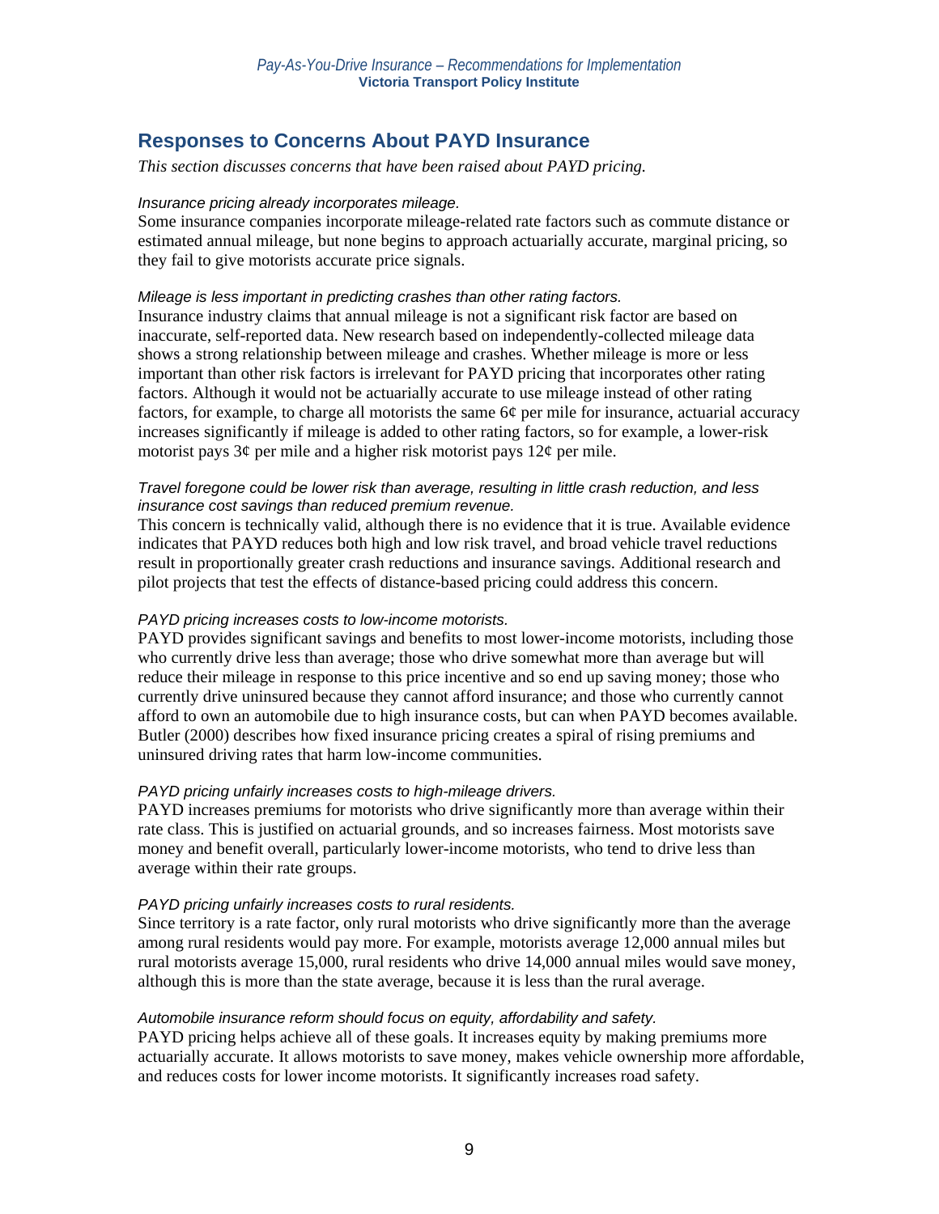## Responses to Concerns About PAYD Insurance

*This section discusses concerns that have been raised about PAYD pricing.*

*Insurance pricing already incorporates mileage.*
Some insurance companies incorporate mileage-related rate factors such as commute distance or estimated annual mileage, but none begins to approach actuarially accurate, marginal pricing, so they fail to give motorists accurate price signals.

*Mileage is less important in predicting crashes than other rating factors.*
Insurance industry claims that annual mileage is not a significant risk factor are based on inaccurate, self-reported data. New research based on independently-collected mileage data shows a strong relationship between mileage and crashes. Whether mileage is more or less important than other risk factors is irrelevant for PAYD pricing that incorporates other rating factors. Although it would not be actuarially accurate to use mileage instead of other rating factors, for example, to charge all motorists the same 6¢ per mile for insurance, actuarial accuracy increases significantly if mileage is added to other rating factors, so for example, a lower-risk motorist pays 3¢ per mile and a higher risk motorist pays 12¢ per mile.

*Travel foregone could be lower risk than average, resulting in little crash reduction, and less insurance cost savings than reduced premium revenue.*
This concern is technically valid, although there is no evidence that it is true. Available evidence indicates that PAYD reduces both high and low risk travel, and broad vehicle travel reductions result in proportionally greater crash reductions and insurance savings. Additional research and pilot projects that test the effects of distance-based pricing could address this concern.

*PAYD pricing increases costs to low-income motorists.*
PAYD provides significant savings and benefits to most lower-income motorists, including those who currently drive less than average; those who drive somewhat more than average but will reduce their mileage in response to this price incentive and so end up saving money; those who currently drive uninsured because they cannot afford insurance; and those who currently cannot afford to own an automobile due to high insurance costs, but can when PAYD becomes available. Butler (2000) describes how fixed insurance pricing creates a spiral of rising premiums and uninsured driving rates that harm low-income communities.

*PAYD pricing unfairly increases costs to high-mileage drivers.*
PAYD increases premiums for motorists who drive significantly more than average within their rate class. This is justified on actuarial grounds, and so increases fairness. Most motorists save money and benefit overall, particularly lower-income motorists, who tend to drive less than average within their rate groups.

*PAYD pricing unfairly increases costs to rural residents.*
Since territory is a rate factor, only rural motorists who drive significantly more than the average among rural residents would pay more. For example, motorists average 12,000 annual miles but rural motorists average 15,000, rural residents who drive 14,000 annual miles would save money, although this is more than the state average, because it is less than the rural average.

*Automobile insurance reform should focus on equity, affordability and safety.*
PAYD pricing helps achieve all of these goals. It increases equity by making premiums more actuarially accurate. It allows motorists to save money, makes vehicle ownership more affordable, and reduces costs for lower income motorists. It significantly increases road safety.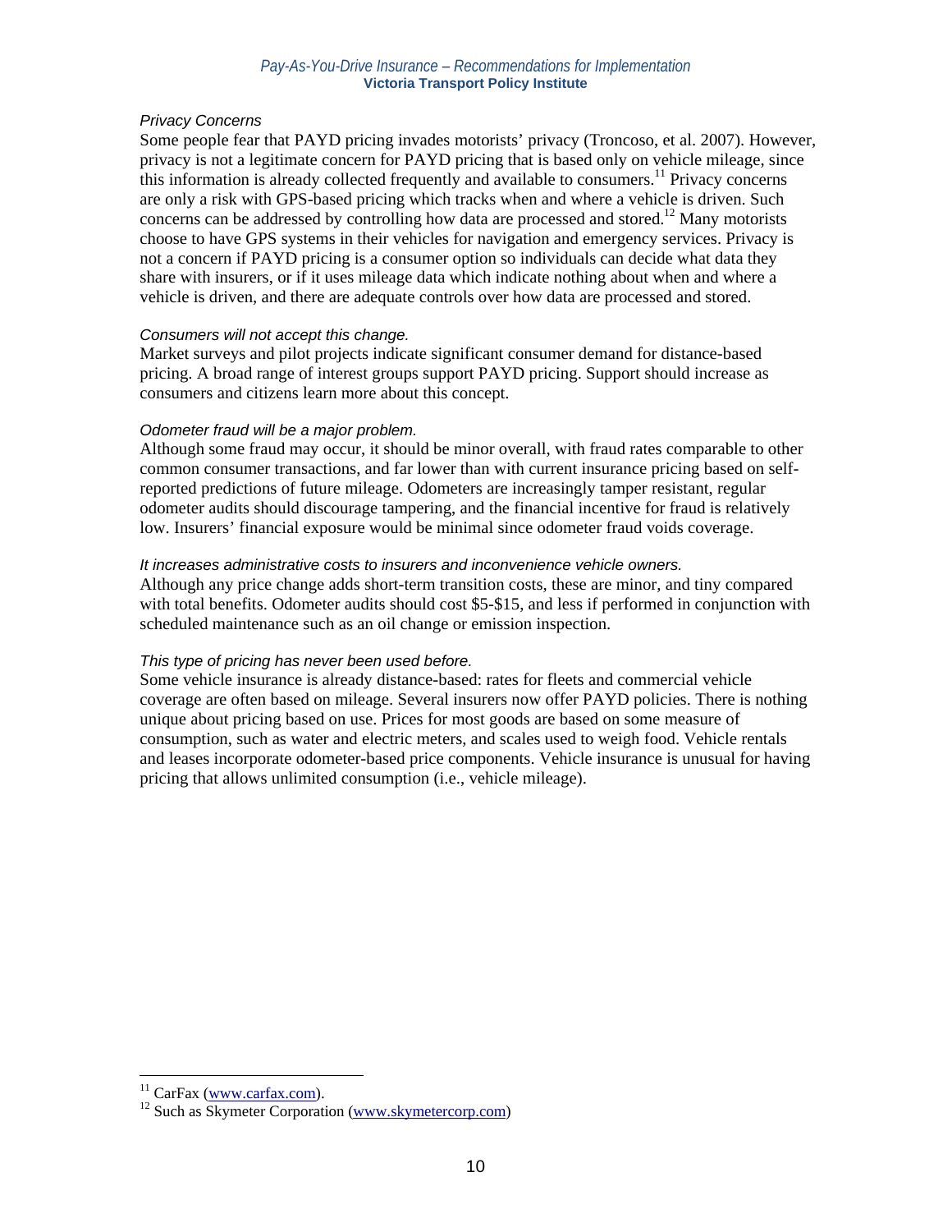*Privacy Concerns*

Some people fear that PAYD pricing invades motorists' privacy (Troncoso, et al. 2007). However, privacy is not a legitimate concern for PAYD pricing that is based only on vehicle mileage, since this information is already collected frequently and available to consumers.[11] Privacy concerns are only a risk with GPS-based pricing which tracks when and where a vehicle is driven. Such concerns can be addressed by controlling how data are processed and stored.[12] Many motorists choose to have GPS systems in their vehicles for navigation and emergency services. Privacy is not a concern if PAYD pricing is a consumer option so individuals can decide what data they share with insurers, or if it uses mileage data which indicate nothing about when and where a vehicle is driven, and there are adequate controls over how data are processed and stored.

*Consumers will not accept this change.*

Market surveys and pilot projects indicate significant consumer demand for distance-based pricing. A broad range of interest groups support PAYD pricing. Support should increase as consumers and citizens learn more about this concept.

*Odometer fraud will be a major problem.*

Although some fraud may occur, it should be minor overall, with fraud rates comparable to other common consumer transactions, and far lower than with current insurance pricing based on self-reported predictions of future mileage. Odometers are increasingly tamper resistant, regular odometer audits should discourage tampering, and the financial incentive for fraud is relatively low. Insurers' financial exposure would be minimal since odometer fraud voids coverage.

*It increases administrative costs to insurers and inconvenience vehicle owners.*

Although any price change adds short-term transition costs, these are minor, and tiny compared with total benefits. Odometer audits should cost $5-$15, and less if performed in conjunction with scheduled maintenance such as an oil change or emission inspection.

*This type of pricing has never been used before.*

Some vehicle insurance is already distance-based: rates for fleets and commercial vehicle coverage are often based on mileage. Several insurers now offer PAYD policies. There is nothing unique about pricing based on use. Prices for most goods are based on some measure of consumption, such as water and electric meters, and scales used to weigh food. Vehicle rentals and leases incorporate odometer-based price components. Vehicle insurance is unusual for having pricing that allows unlimited consumption (i.e., vehicle mileage).

---

[11] CarFax (www.carfax.com).

[12] Such as Skymeter Corporation (www.skymetercorp.com)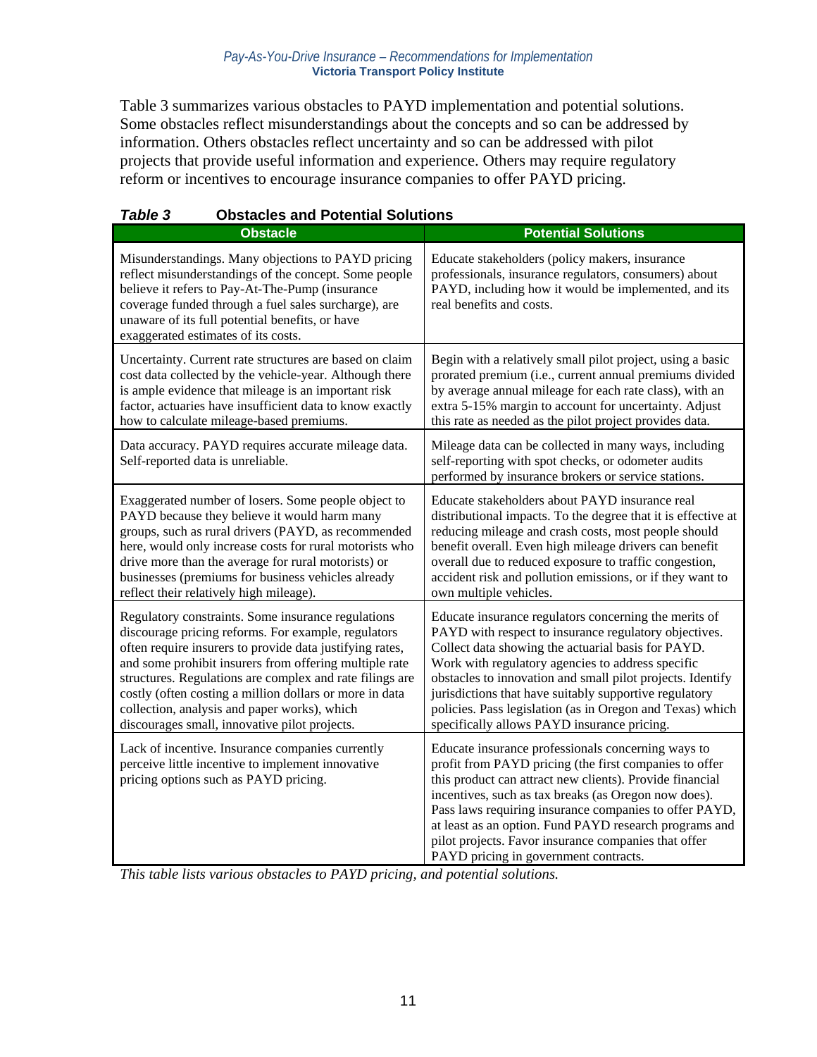Table 3 summarizes various obstacles to PAYD implementation and potential solutions. Some obstacles reflect misunderstandings about the concepts and so can be addressed by information. Others obstacles reflect uncertainty and so can be addressed with pilot projects that provide useful information and experience. Others may require regulatory reform or incentives to encourage insurance companies to offer PAYD pricing.

***Table 3*** **Obstacles and Potential Solutions**

| Obstacle | Potential Solutions |
|---|---|
| Misunderstandings. Many objections to PAYD pricing reflect misunderstandings of the concept. Some people believe it refers to Pay-At-The-Pump (insurance coverage funded through a fuel sales surcharge), are unaware of its full potential benefits, or have exaggerated estimates of its costs. | Educate stakeholders (policy makers, insurance professionals, insurance regulators, consumers) about PAYD, including how it would be implemented, and its real benefits and costs. |
| Uncertainty. Current rate structures are based on claim cost data collected by the vehicle-year. Although there is ample evidence that mileage is an important risk factor, actuaries have insufficient data to know exactly how to calculate mileage-based premiums. | Begin with a relatively small pilot project, using a basic prorated premium (i.e., current annual premiums divided by average annual mileage for each rate class), with an extra 5-15% margin to account for uncertainty. Adjust this rate as needed as the pilot project provides data. |
| Data accuracy. PAYD requires accurate mileage data. Self-reported data is unreliable. | Mileage data can be collected in many ways, including self-reporting with spot checks, or odometer audits performed by insurance brokers or service stations. |
| Exaggerated number of losers. Some people object to PAYD because they believe it would harm many groups, such as rural drivers (PAYD, as recommended here, would only increase costs for rural motorists who drive more than the average for rural motorists) or businesses (premiums for business vehicles already reflect their relatively high mileage). | Educate stakeholders about PAYD insurance real distributional impacts. To the degree that it is effective at reducing mileage and crash costs, most people should benefit overall. Even high mileage drivers can benefit overall due to reduced exposure to traffic congestion, accident risk and pollution emissions, or if they want to own multiple vehicles. |
| Regulatory constraints. Some insurance regulations discourage pricing reforms. For example, regulators often require insurers to provide data justifying rates, and some prohibit insurers from offering multiple rate structures. Regulations are complex and rate filings are costly (often costing a million dollars or more in data collection, analysis and paper works), which discourages small, innovative pilot projects. | Educate insurance regulators concerning the merits of PAYD with respect to insurance regulatory objectives. Collect data showing the actuarial basis for PAYD. Work with regulatory agencies to address specific obstacles to innovation and small pilot projects. Identify jurisdictions that have suitably supportive regulatory policies. Pass legislation (as in Oregon and Texas) which specifically allows PAYD insurance pricing. |
| Lack of incentive. Insurance companies currently perceive little incentive to implement innovative pricing options such as PAYD pricing. | Educate insurance professionals concerning ways to profit from PAYD pricing (the first companies to offer this product can attract new clients). Provide financial incentives, such as tax breaks (as Oregon now does). Pass laws requiring insurance companies to offer PAYD, at least as an option. Fund PAYD research programs and pilot projects. Favor insurance companies that offer PAYD pricing in government contracts. |

*This table lists various obstacles to PAYD pricing, and potential solutions.*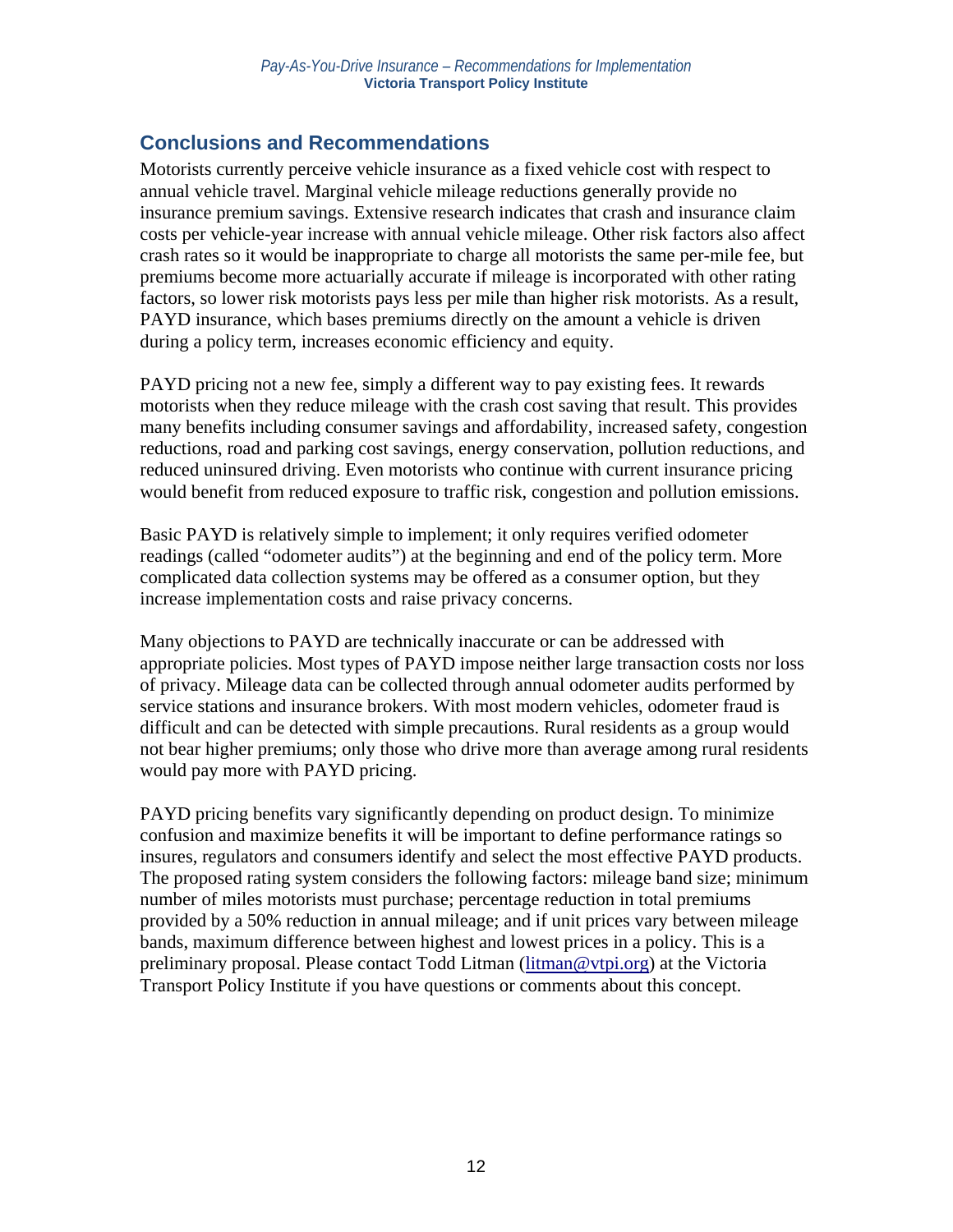## Conclusions and Recommendations

Motorists currently perceive vehicle insurance as a fixed vehicle cost with respect to annual vehicle travel. Marginal vehicle mileage reductions generally provide no insurance premium savings. Extensive research indicates that crash and insurance claim costs per vehicle-year increase with annual vehicle mileage. Other risk factors also affect crash rates so it would be inappropriate to charge all motorists the same per-mile fee, but premiums become more actuarially accurate if mileage is incorporated with other rating factors, so lower risk motorists pays less per mile than higher risk motorists. As a result, PAYD insurance, which bases premiums directly on the amount a vehicle is driven during a policy term, increases economic efficiency and equity.

PAYD pricing not a new fee, simply a different way to pay existing fees. It rewards motorists when they reduce mileage with the crash cost saving that result. This provides many benefits including consumer savings and affordability, increased safety, congestion reductions, road and parking cost savings, energy conservation, pollution reductions, and reduced uninsured driving. Even motorists who continue with current insurance pricing would benefit from reduced exposure to traffic risk, congestion and pollution emissions.

Basic PAYD is relatively simple to implement; it only requires verified odometer readings (called "odometer audits") at the beginning and end of the policy term. More complicated data collection systems may be offered as a consumer option, but they increase implementation costs and raise privacy concerns.

Many objections to PAYD are technically inaccurate or can be addressed with appropriate policies. Most types of PAYD impose neither large transaction costs nor loss of privacy. Mileage data can be collected through annual odometer audits performed by service stations and insurance brokers. With most modern vehicles, odometer fraud is difficult and can be detected with simple precautions. Rural residents as a group would not bear higher premiums; only those who drive more than average among rural residents would pay more with PAYD pricing.

PAYD pricing benefits vary significantly depending on product design. To minimize confusion and maximize benefits it will be important to define performance ratings so insures, regulators and consumers identify and select the most effective PAYD products. The proposed rating system considers the following factors: mileage band size; minimum number of miles motorists must purchase; percentage reduction in total premiums provided by a 50% reduction in annual mileage; and if unit prices vary between mileage bands, maximum difference between highest and lowest prices in a policy. This is a preliminary proposal. Please contact Todd Litman ([litman@vtpi.org](mailto:litman@vtpi.org)) at the Victoria Transport Policy Institute if you have questions or comments about this concept.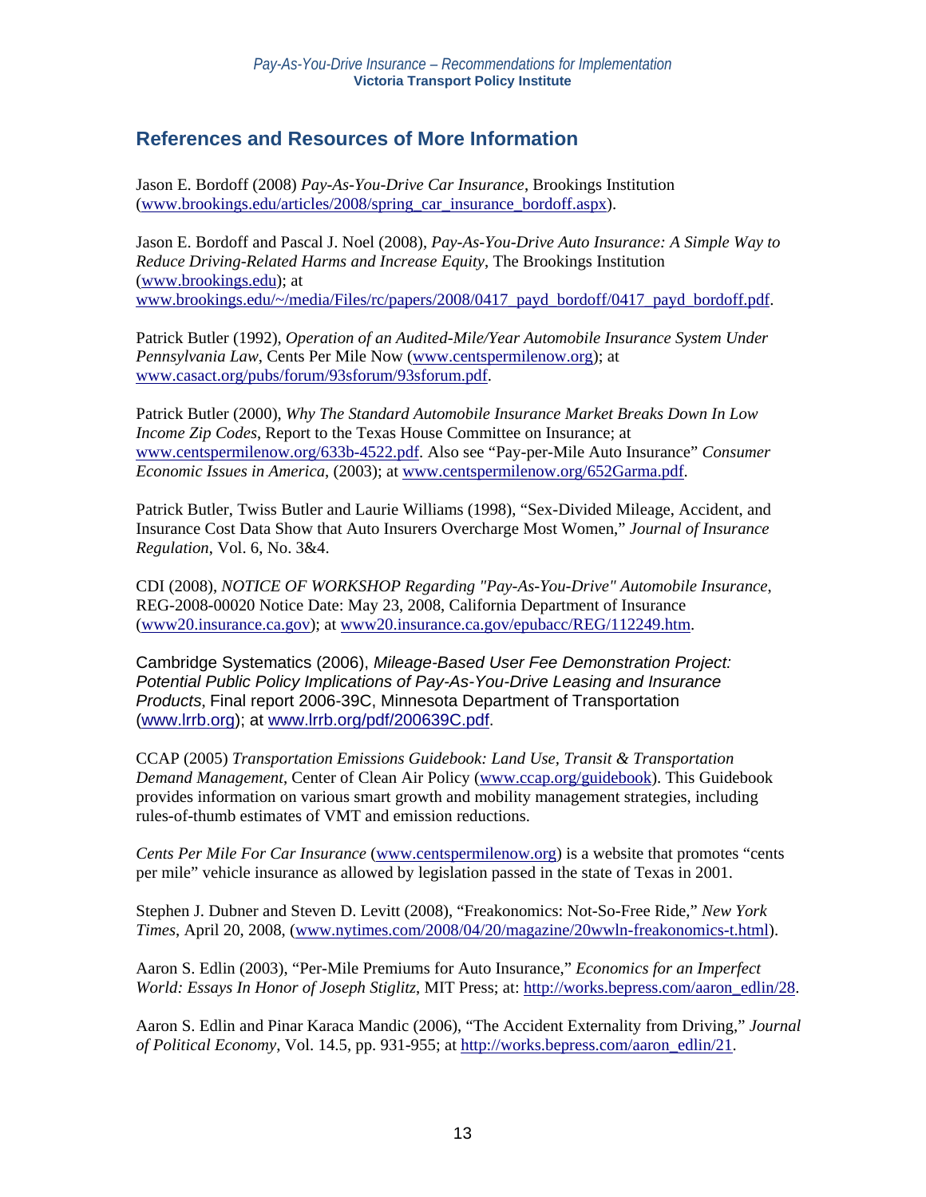## References and Resources of More Information

Jason E. Bordoff (2008) *Pay-As-You-Drive Car Insurance*, Brookings Institution (www.brookings.edu/articles/2008/spring_car_insurance_bordoff.aspx).

Jason E. Bordoff and Pascal J. Noel (2008), *Pay-As-You-Drive Auto Insurance: A Simple Way to Reduce Driving-Related Harms and Increase Equity*, The Brookings Institution (www.brookings.edu); at www.brookings.edu/~/media/Files/rc/papers/2008/0417_payd_bordoff/0417_payd_bordoff.pdf.

Patrick Butler (1992), *Operation of an Audited-Mile/Year Automobile Insurance System Under Pennsylvania Law*, Cents Per Mile Now (www.centspermilenow.org); at www.casact.org/pubs/forum/93sforum/93sforum.pdf.

Patrick Butler (2000), *Why The Standard Automobile Insurance Market Breaks Down In Low Income Zip Codes*, Report to the Texas House Committee on Insurance; at www.centspermilenow.org/633b-4522.pdf. Also see "Pay-per-Mile Auto Insurance" *Consumer Economic Issues in America*, (2003); at www.centspermilenow.org/652Garma.pdf.

Patrick Butler, Twiss Butler and Laurie Williams (1998), "Sex-Divided Mileage, Accident, and Insurance Cost Data Show that Auto Insurers Overcharge Most Women," *Journal of Insurance Regulation*, Vol. 6, No. 3&4.

CDI (2008), *NOTICE OF WORKSHOP Regarding "Pay-As-You-Drive" Automobile Insurance*, REG-2008-00020 Notice Date: May 23, 2008, California Department of Insurance (www20.insurance.ca.gov); at www20.insurance.ca.gov/epubacc/REG/112249.htm.

Cambridge Systematics (2006), *Mileage-Based User Fee Demonstration Project: Potential Public Policy Implications of Pay-As-You-Drive Leasing and Insurance Products*, Final report 2006-39C, Minnesota Department of Transportation (www.lrrb.org); at www.lrrb.org/pdf/200639C.pdf.

CCAP (2005) *Transportation Emissions Guidebook: Land Use, Transit & Transportation Demand Management*, Center of Clean Air Policy (www.ccap.org/guidebook). This Guidebook provides information on various smart growth and mobility management strategies, including rules-of-thumb estimates of VMT and emission reductions.

*Cents Per Mile For Car Insurance* (www.centspermilenow.org) is a website that promotes "cents per mile" vehicle insurance as allowed by legislation passed in the state of Texas in 2001.

Stephen J. Dubner and Steven D. Levitt (2008), "Freakonomics: Not-So-Free Ride," *New York Times*, April 20, 2008, (www.nytimes.com/2008/04/20/magazine/20wwln-freakonomics-t.html).

Aaron S. Edlin (2003), "Per-Mile Premiums for Auto Insurance," *Economics for an Imperfect World: Essays In Honor of Joseph Stiglitz*, MIT Press; at: http://works.bepress.com/aaron_edlin/28.

Aaron S. Edlin and Pinar Karaca Mandic (2006), "The Accident Externality from Driving," *Journal of Political Economy*, Vol. 14.5, pp. 931-955; at http://works.bepress.com/aaron_edlin/21.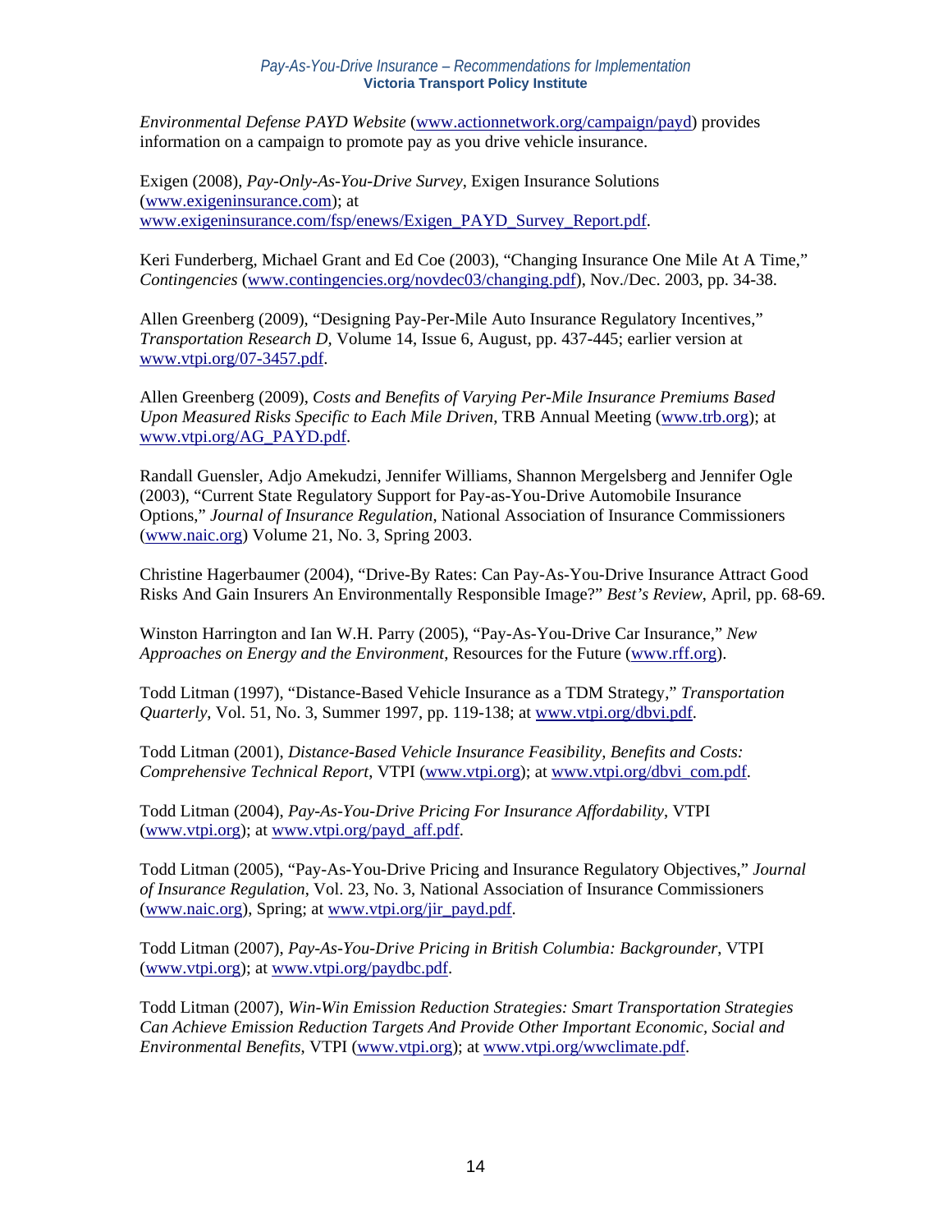*Environmental Defense PAYD Website* (www.actionnetwork.org/campaign/payd) provides information on a campaign to promote pay as you drive vehicle insurance.

Exigen (2008), *Pay-Only-As-You-Drive Survey*, Exigen Insurance Solutions (www.exigeninsurance.com); at www.exigeninsurance.com/fsp/enews/Exigen_PAYD_Survey_Report.pdf.

Keri Funderberg, Michael Grant and Ed Coe (2003), "Changing Insurance One Mile At A Time," *Contingencies* (www.contingencies.org/novdec03/changing.pdf), Nov./Dec. 2003, pp. 34-38.

Allen Greenberg (2009), "Designing Pay-Per-Mile Auto Insurance Regulatory Incentives," *Transportation Research D*, Volume 14, Issue 6, August, pp. 437-445; earlier version at www.vtpi.org/07-3457.pdf.

Allen Greenberg (2009), *Costs and Benefits of Varying Per-Mile Insurance Premiums Based Upon Measured Risks Specific to Each Mile Driven*, TRB Annual Meeting (www.trb.org); at www.vtpi.org/AG_PAYD.pdf.

Randall Guensler, Adjo Amekudzi, Jennifer Williams, Shannon Mergelsberg and Jennifer Ogle (2003), "Current State Regulatory Support for Pay-as-You-Drive Automobile Insurance Options," *Journal of Insurance Regulation*, National Association of Insurance Commissioners (www.naic.org) Volume 21, No. 3, Spring 2003.

Christine Hagerbaumer (2004), "Drive-By Rates: Can Pay-As-You-Drive Insurance Attract Good Risks And Gain Insurers An Environmentally Responsible Image?" *Best's Review*, April, pp. 68-69.

Winston Harrington and Ian W.H. Parry (2005), "Pay-As-You-Drive Car Insurance," *New Approaches on Energy and the Environment*, Resources for the Future (www.rff.org).

Todd Litman (1997), "Distance-Based Vehicle Insurance as a TDM Strategy," *Transportation Quarterly*, Vol. 51, No. 3, Summer 1997, pp. 119-138; at www.vtpi.org/dbvi.pdf.

Todd Litman (2001), *Distance-Based Vehicle Insurance Feasibility, Benefits and Costs: Comprehensive Technical Report*, VTPI (www.vtpi.org); at www.vtpi.org/dbvi_com.pdf.

Todd Litman (2004), *Pay-As-You-Drive Pricing For Insurance Affordability*, VTPI (www.vtpi.org); at www.vtpi.org/payd_aff.pdf.

Todd Litman (2005), "Pay-As-You-Drive Pricing and Insurance Regulatory Objectives," *Journal of Insurance Regulation*, Vol. 23, No. 3, National Association of Insurance Commissioners (www.naic.org), Spring; at www.vtpi.org/jir_payd.pdf.

Todd Litman (2007), *Pay-As-You-Drive Pricing in British Columbia: Backgrounder*, VTPI (www.vtpi.org); at www.vtpi.org/paydbc.pdf.

Todd Litman (2007), *Win-Win Emission Reduction Strategies: Smart Transportation Strategies Can Achieve Emission Reduction Targets And Provide Other Important Economic, Social and Environmental Benefits*, VTPI (www.vtpi.org); at www.vtpi.org/wwclimate.pdf.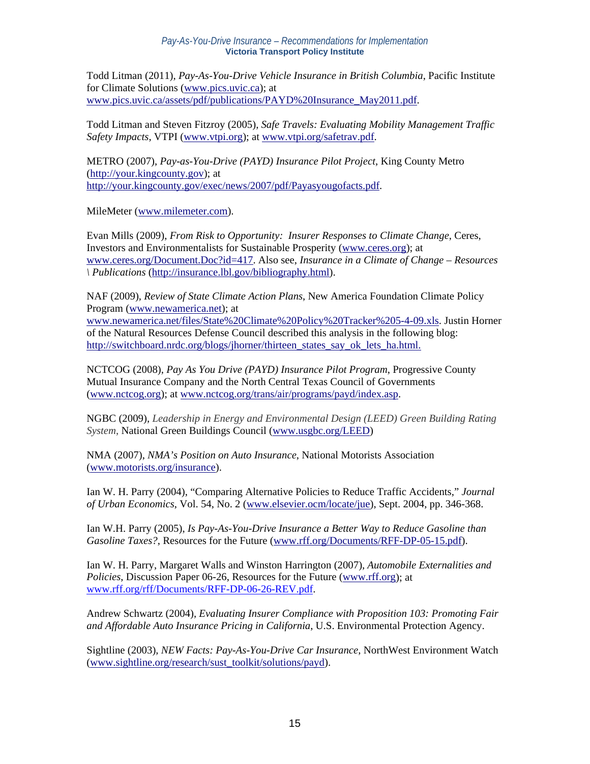Todd Litman (2011), *Pay-As-You-Drive Vehicle Insurance in British Columbia*, Pacific Institute for Climate Solutions (www.pics.uvic.ca); at www.pics.uvic.ca/assets/pdf/publications/PAYD%20Insurance_May2011.pdf.

Todd Litman and Steven Fitzroy (2005), *Safe Travels: Evaluating Mobility Management Traffic Safety Impacts*, VTPI (www.vtpi.org); at www.vtpi.org/safetrav.pdf.

METRO (2007), *Pay-as-You-Drive (PAYD) Insurance Pilot Project*, King County Metro (http://your.kingcounty.gov); at http://your.kingcounty.gov/exec/news/2007/pdf/Payasyougofacts.pdf.

MileMeter (www.milemeter.com).

Evan Mills (2009), *From Risk to Opportunity: Insurer Responses to Climate Change*, Ceres, Investors and Environmentalists for Sustainable Prosperity (www.ceres.org); at www.ceres.org/Document.Doc?id=417. Also see, *Insurance in a Climate of Change – Resources \ Publications* (http://insurance.lbl.gov/bibliography.html).

NAF (2009), *Review of State Climate Action Plans*, New America Foundation Climate Policy Program (www.newamerica.net); at www.newamerica.net/files/State%20Climate%20Policy%20Tracker%205-4-09.xls. Justin Horner of the Natural Resources Defense Council described this analysis in the following blog: http://switchboard.nrdc.org/blogs/jhorner/thirteen_states_say_ok_lets_ha.html.

NCTCOG (2008), *Pay As You Drive (PAYD) Insurance Pilot Program*, Progressive County Mutual Insurance Company and the North Central Texas Council of Governments (www.nctcog.org); at www.nctcog.org/trans/air/programs/payd/index.asp.

NGBC (2009), *Leadership in Energy and Environmental Design (LEED) Green Building Rating System*, National Green Buildings Council (www.usgbc.org/LEED)

NMA (2007), *NMA's Position on Auto Insurance*, National Motorists Association (www.motorists.org/insurance).

Ian W. H. Parry (2004), "Comparing Alternative Policies to Reduce Traffic Accidents," *Journal of Urban Economics*, Vol. 54, No. 2 (www.elsevier.ocm/locate/jue), Sept. 2004, pp. 346-368.

Ian W.H. Parry (2005), *Is Pay-As-You-Drive Insurance a Better Way to Reduce Gasoline than Gasoline Taxes?*, Resources for the Future (www.rff.org/Documents/RFF-DP-05-15.pdf).

Ian W. H. Parry, Margaret Walls and Winston Harrington (2007), *Automobile Externalities and Policies*, Discussion Paper 06-26, Resources for the Future (www.rff.org); at www.rff.org/rff/Documents/RFF-DP-06-26-REV.pdf.

Andrew Schwartz (2004), *Evaluating Insurer Compliance with Proposition 103: Promoting Fair and Affordable Auto Insurance Pricing in California*, U.S. Environmental Protection Agency.

Sightline (2003), *NEW Facts: Pay-As-You-Drive Car Insurance*, NorthWest Environment Watch (www.sightline.org/research/sust_toolkit/solutions/payd).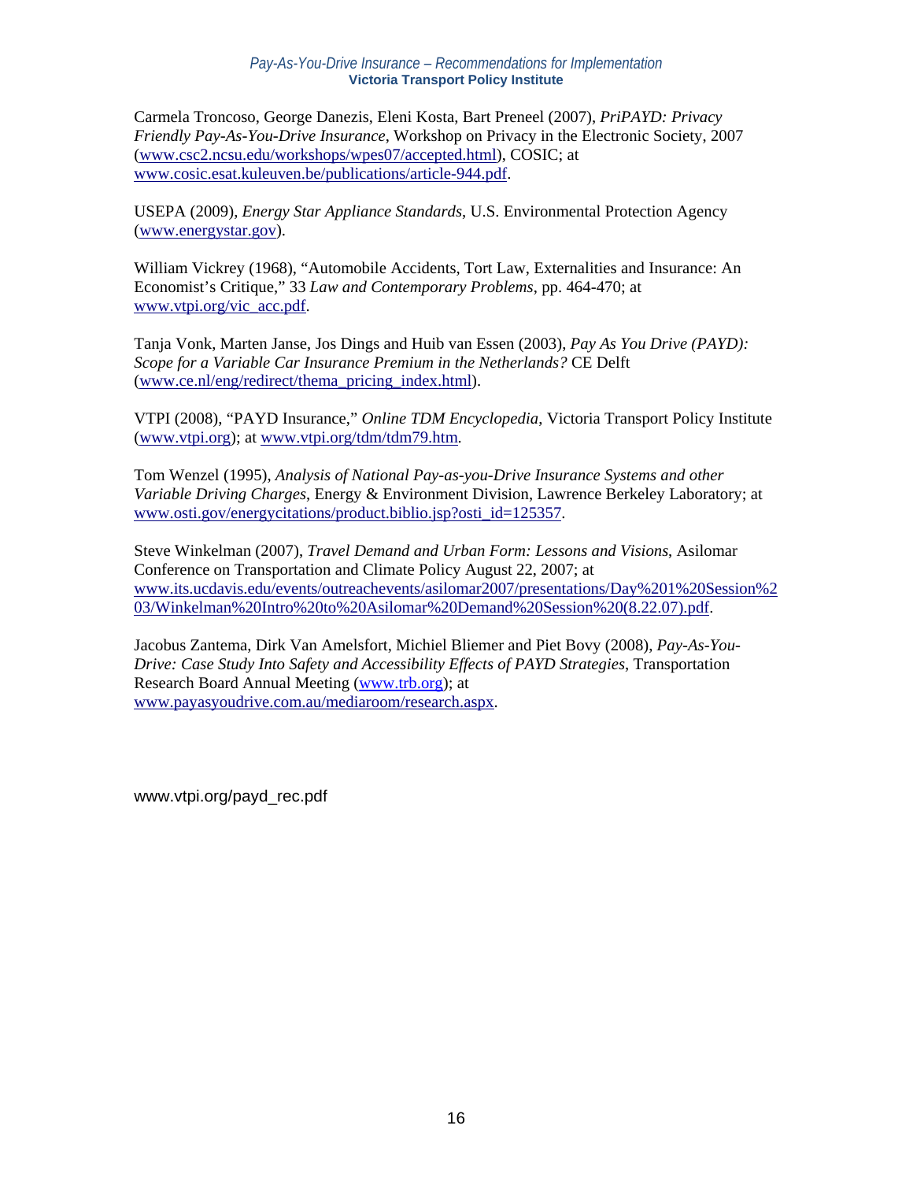Carmela Troncoso, George Danezis, Eleni Kosta, Bart Preneel (2007), *PriPAYD: Privacy Friendly Pay-As-You-Drive Insurance*, Workshop on Privacy in the Electronic Society, 2007 (www.csc2.ncsu.edu/workshops/wpes07/accepted.html), COSIC; at www.cosic.esat.kuleuven.be/publications/article-944.pdf.

USEPA (2009), *Energy Star Appliance Standards*, U.S. Environmental Protection Agency (www.energystar.gov).

William Vickrey (1968), "Automobile Accidents, Tort Law, Externalities and Insurance: An Economist's Critique," 33 *Law and Contemporary Problems*, pp. 464-470; at www.vtpi.org/vic_acc.pdf.

Tanja Vonk, Marten Janse, Jos Dings and Huib van Essen (2003), *Pay As You Drive (PAYD): Scope for a Variable Car Insurance Premium in the Netherlands?* CE Delft (www.ce.nl/eng/redirect/thema_pricing_index.html).

VTPI (2008), "PAYD Insurance," *Online TDM Encyclopedia*, Victoria Transport Policy Institute (www.vtpi.org); at www.vtpi.org/tdm/tdm79.htm.

Tom Wenzel (1995), *Analysis of National Pay-as-you-Drive Insurance Systems and other Variable Driving Charges*, Energy & Environment Division, Lawrence Berkeley Laboratory; at www.osti.gov/energycitations/product.biblio.jsp?osti_id=125357.

Steve Winkelman (2007), *Travel Demand and Urban Form: Lessons and Visions*, Asilomar Conference on Transportation and Climate Policy August 22, 2007; at www.its.ucdavis.edu/events/outreachevents/asilomar2007/presentations/Day%201%20Session%203/Winkelman%20Intro%20to%20Asilomar%20Demand%20Session%20(8.22.07).pdf.

Jacobus Zantema, Dirk Van Amelsfort, Michiel Bliemer and Piet Bovy (2008), *Pay-As-You-Drive: Case Study Into Safety and Accessibility Effects of PAYD Strategies*, Transportation Research Board Annual Meeting (www.trb.org); at www.payasyoudrive.com.au/mediaroom/research.aspx.

www.vtpi.org/payd_rec.pdf